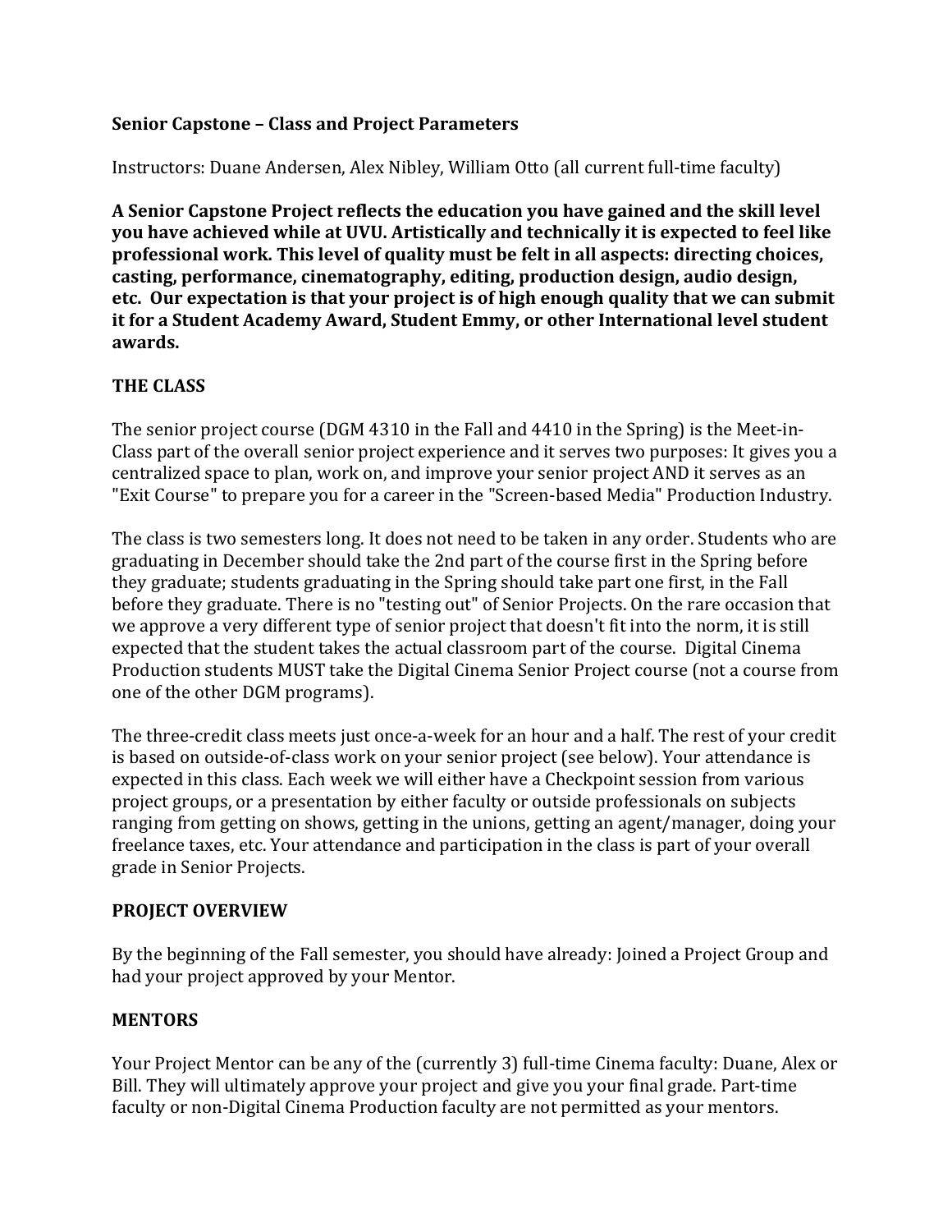# Senior Capstone – Class and Project Parameters

Instructors: Duane Andersen, Alex Nibley, William Otto (all current full-time faculty)

**A Senior Capstone Project reflects the education you have gained and the skill level you have achieved while at UVU. Artistically and technically it is expected to feel like professional work. This level of quality must be felt in all aspects: directing choices, casting, performance, cinematography, editing, production design, audio design, etc. Our expectation is that your project is of high enough quality that we can submit it for a Student Academy Award, Student Emmy, or other International level student awards.**

## THE CLASS

The senior project course (DGM 4310 in the Fall and 4410 in the Spring) is the Meet-in-Class part of the overall senior project experience and it serves two purposes: It gives you a centralized space to plan, work on, and improve your senior project AND it serves as an "Exit Course" to prepare you for a career in the "Screen-based Media" Production Industry.

The class is two semesters long. It does not need to be taken in any order. Students who are graduating in December should take the 2nd part of the course first in the Spring before they graduate; students graduating in the Spring should take part one first, in the Fall before they graduate. There is no "testing out" of Senior Projects. On the rare occasion that we approve a very different type of senior project that doesn't fit into the norm, it is still expected that the student takes the actual classroom part of the course. Digital Cinema Production students MUST take the Digital Cinema Senior Project course (not a course from one of the other DGM programs).

The three-credit class meets just once-a-week for an hour and a half. The rest of your credit is based on outside-of-class work on your senior project (see below). Your attendance is expected in this class. Each week we will either have a Checkpoint session from various project groups, or a presentation by either faculty or outside professionals on subjects ranging from getting on shows, getting in the unions, getting an agent/manager, doing your freelance taxes, etc. Your attendance and participation in the class is part of your overall grade in Senior Projects.

## PROJECT OVERVIEW

By the beginning of the Fall semester, you should have already: Joined a Project Group and had your project approved by your Mentor.

## MENTORS

Your Project Mentor can be any of the (currently 3) full-time Cinema faculty: Duane, Alex or Bill. They will ultimately approve your project and give you your final grade. Part-time faculty or non-Digital Cinema Production faculty are not permitted as your mentors.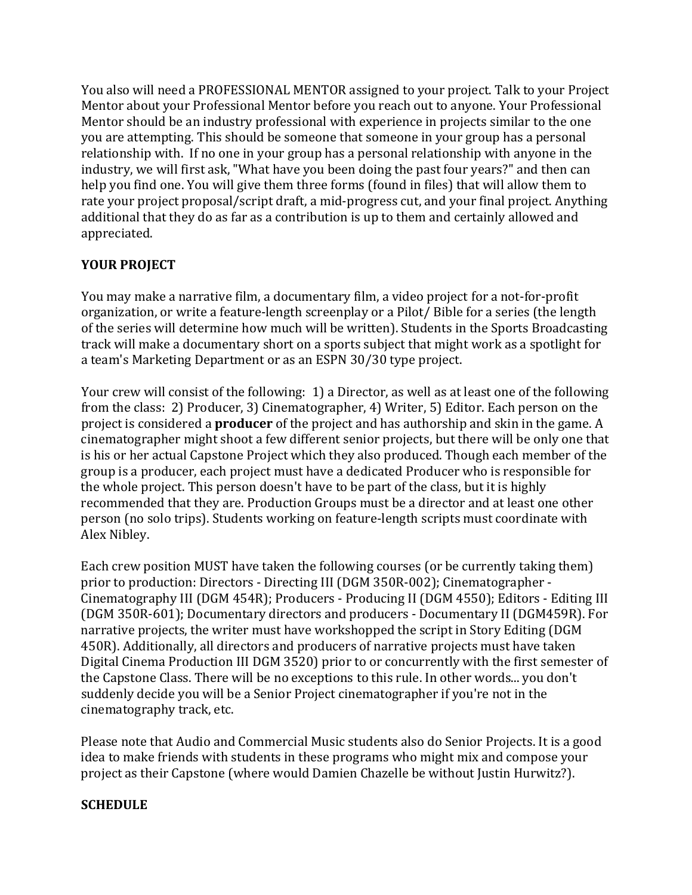You also will need a PROFESSIONAL MENTOR assigned to your project. Talk to your Project Mentor about your Professional Mentor before you reach out to anyone. Your Professional Mentor should be an industry professional with experience in projects similar to the one you are attempting. This should be someone that someone in your group has a personal relationship with. If no one in your group has a personal relationship with anyone in the industry, we will first ask, "What have you been doing the past four years?" and then can help you find one. You will give them three forms (found in files) that will allow them to rate your project proposal/script draft, a mid-progress cut, and your final project. Anything additional that they do as far as a contribution is up to them and certainly allowed and appreciated.

## YOUR PROJECT

You may make a narrative film, a documentary film, a video project for a not-for-profit organization, or write a feature-length screenplay or a Pilot/ Bible for a series (the length of the series will determine how much will be written). Students in the Sports Broadcasting track will make a documentary short on a sports subject that might work as a spotlight for a team's Marketing Department or as an ESPN 30/30 type project.

Your crew will consist of the following: 1) a Director, as well as at least one of the following from the class: 2) Producer, 3) Cinematographer, 4) Writer, 5) Editor. Each person on the project is considered a **producer** of the project and has authorship and skin in the game. A cinematographer might shoot a few different senior projects, but there will be only one that is his or her actual Capstone Project which they also produced. Though each member of the group is a producer, each project must have a dedicated Producer who is responsible for the whole project. This person doesn't have to be part of the class, but it is highly recommended that they are. Production Groups must be a director and at least one other person (no solo trips). Students working on feature-length scripts must coordinate with Alex Nibley.

Each crew position MUST have taken the following courses (or be currently taking them) prior to production: Directors - Directing III (DGM 350R-002); Cinematographer - Cinematography III (DGM 454R); Producers - Producing II (DGM 4550); Editors - Editing III (DGM 350R-601); Documentary directors and producers - Documentary II (DGM459R). For narrative projects, the writer must have workshopped the script in Story Editing (DGM 450R). Additionally, all directors and producers of narrative projects must have taken Digital Cinema Production III DGM 3520) prior to or concurrently with the first semester of the Capstone Class. There will be no exceptions to this rule. In other words... you don't suddenly decide you will be a Senior Project cinematographer if you're not in the cinematography track, etc.

Please note that Audio and Commercial Music students also do Senior Projects. It is a good idea to make friends with students in these programs who might mix and compose your project as their Capstone (where would Damien Chazelle be without Justin Hurwitz?).

## SCHEDULE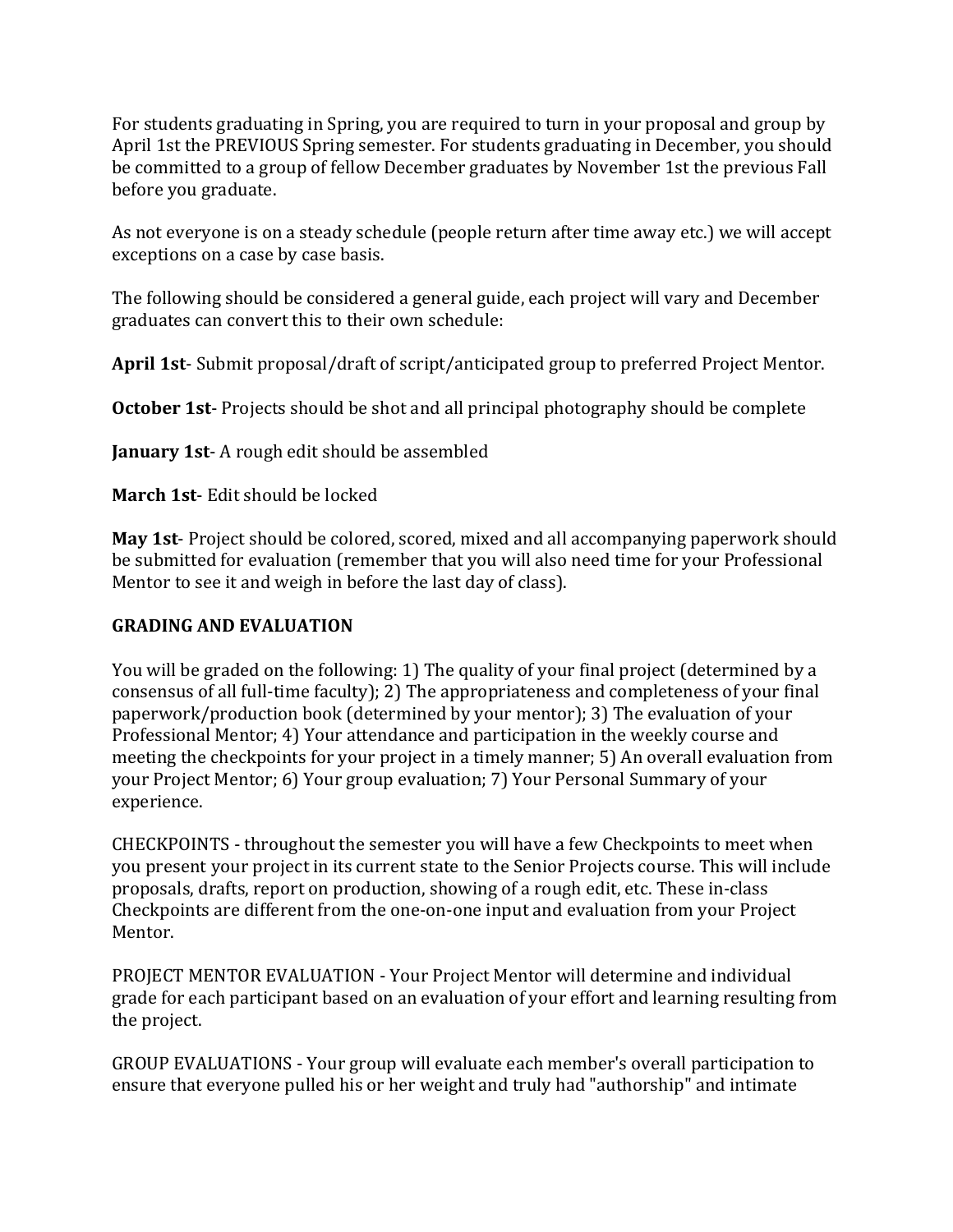For students graduating in Spring, you are required to turn in your proposal and group by April 1st the PREVIOUS Spring semester. For students graduating in December, you should be committed to a group of fellow December graduates by November 1st the previous Fall before you graduate.

As not everyone is on a steady schedule (people return after time away etc.) we will accept exceptions on a case by case basis.

The following should be considered a general guide, each project will vary and December graduates can convert this to their own schedule:

**April 1st**- Submit proposal/draft of script/anticipated group to preferred Project Mentor.

**October 1st**- Projects should be shot and all principal photography should be complete

**January 1st**- A rough edit should be assembled

**March 1st**- Edit should be locked

**May 1st**- Project should be colored, scored, mixed and all accompanying paperwork should be submitted for evaluation (remember that you will also need time for your Professional Mentor to see it and weigh in before the last day of class).

**GRADING AND EVALUATION**

You will be graded on the following: 1) The quality of your final project (determined by a consensus of all full-time faculty); 2) The appropriateness and completeness of your final paperwork/production book (determined by your mentor); 3) The evaluation of your Professional Mentor; 4) Your attendance and participation in the weekly course and meeting the checkpoints for your project in a timely manner; 5) An overall evaluation from your Project Mentor; 6) Your group evaluation; 7) Your Personal Summary of your experience.

CHECKPOINTS - throughout the semester you will have a few Checkpoints to meet when you present your project in its current state to the Senior Projects course. This will include proposals, drafts, report on production, showing of a rough edit, etc. These in-class Checkpoints are different from the one-on-one input and evaluation from your Project Mentor.

PROJECT MENTOR EVALUATION - Your Project Mentor will determine and individual grade for each participant based on an evaluation of your effort and learning resulting from the project.

GROUP EVALUATIONS - Your group will evaluate each member's overall participation to ensure that everyone pulled his or her weight and truly had "authorship" and intimate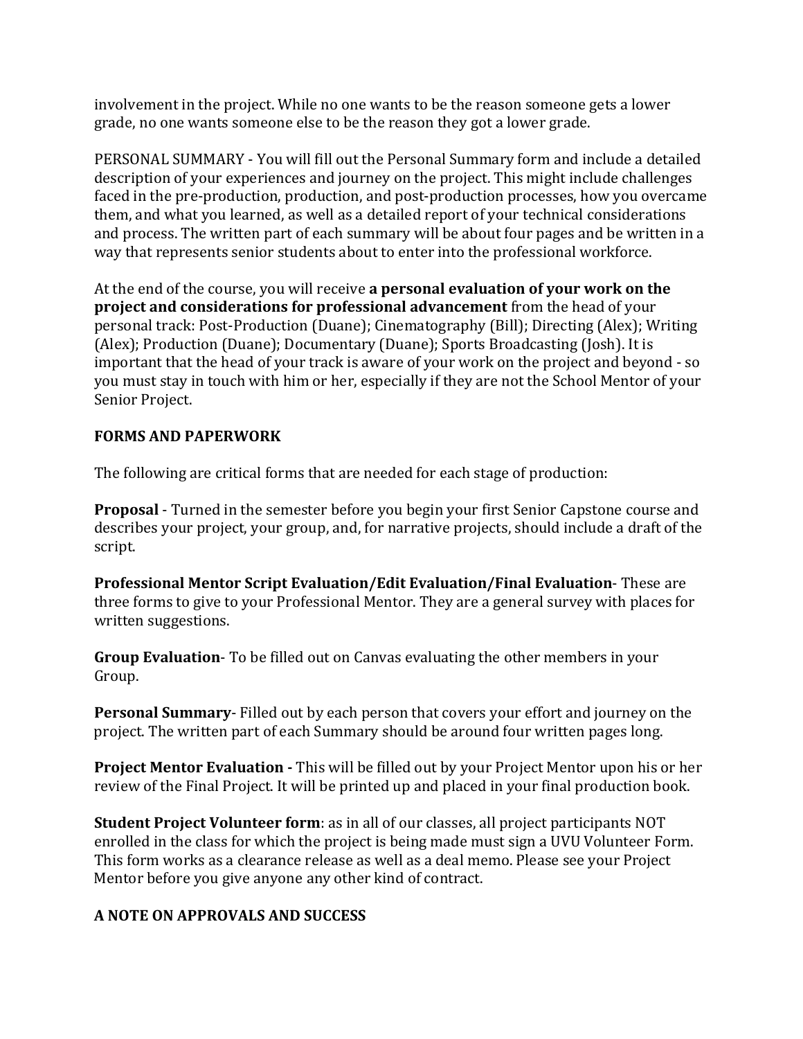involvement in the project. While no one wants to be the reason someone gets a lower grade, no one wants someone else to be the reason they got a lower grade.

PERSONAL SUMMARY - You will fill out the Personal Summary form and include a detailed description of your experiences and journey on the project. This might include challenges faced in the pre-production, production, and post-production processes, how you overcame them, and what you learned, as well as a detailed report of your technical considerations and process. The written part of each summary will be about four pages and be written in a way that represents senior students about to enter into the professional workforce.

At the end of the course, you will receive **a personal evaluation of your work on the project and considerations for professional advancement** from the head of your personal track: Post-Production (Duane); Cinematography (Bill); Directing (Alex); Writing (Alex); Production (Duane); Documentary (Duane); Sports Broadcasting (Josh). It is important that the head of your track is aware of your work on the project and beyond - so you must stay in touch with him or her, especially if they are not the School Mentor of your Senior Project.

## FORMS AND PAPERWORK

The following are critical forms that are needed for each stage of production:

**Proposal** - Turned in the semester before you begin your first Senior Capstone course and describes your project, your group, and, for narrative projects, should include a draft of the script.

**Professional Mentor Script Evaluation/Edit Evaluation/Final Evaluation**- These are three forms to give to your Professional Mentor. They are a general survey with places for written suggestions.

**Group Evaluation**- To be filled out on Canvas evaluating the other members in your Group.

**Personal Summary**- Filled out by each person that covers your effort and journey on the project. The written part of each Summary should be around four written pages long.

**Project Mentor Evaluation -** This will be filled out by your Project Mentor upon his or her review of the Final Project. It will be printed up and placed in your final production book.

**Student Project Volunteer form**: as in all of our classes, all project participants NOT enrolled in the class for which the project is being made must sign a UVU Volunteer Form. This form works as a clearance release as well as a deal memo. Please see your Project Mentor before you give anyone any other kind of contract.

## A NOTE ON APPROVALS AND SUCCESS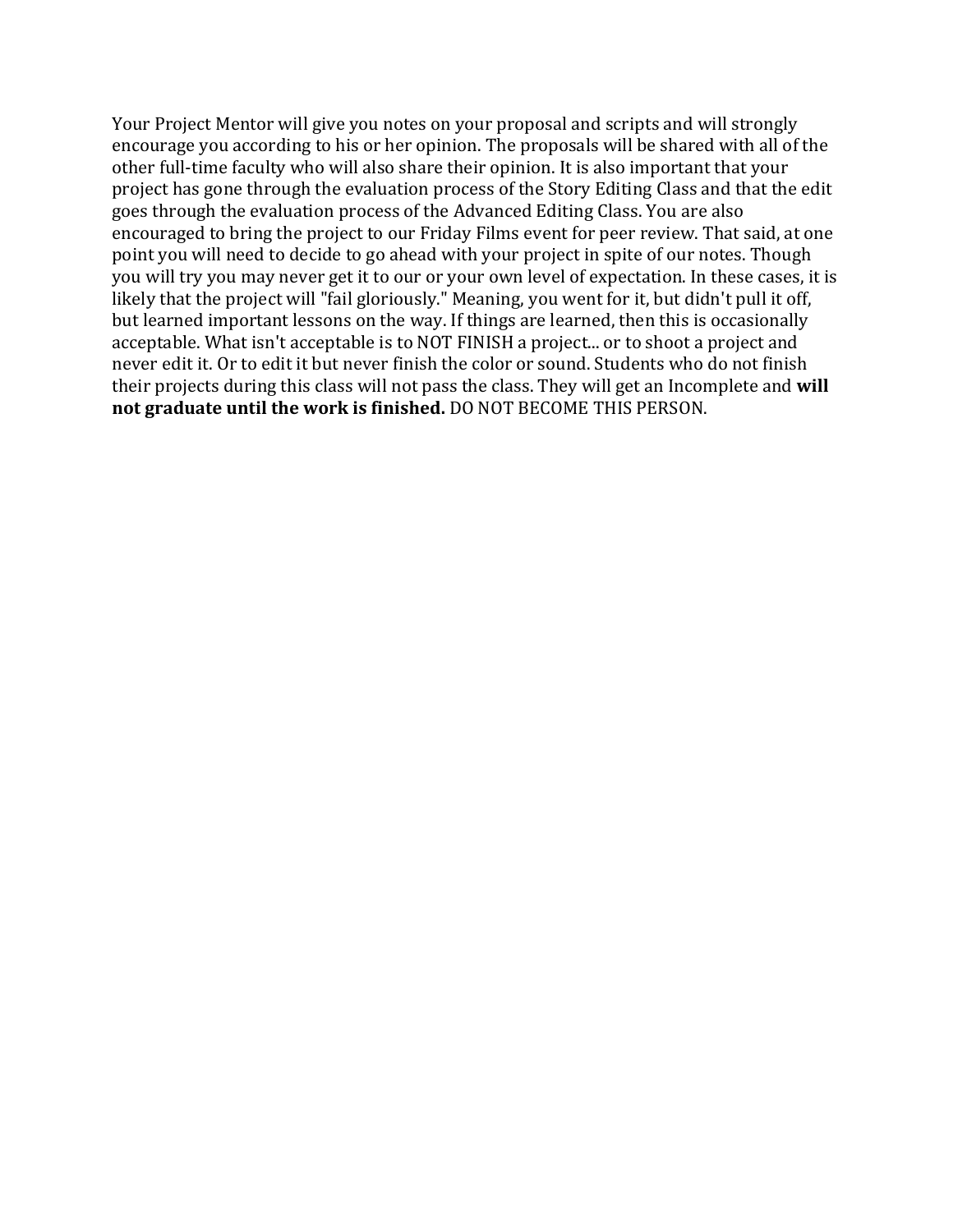Your Project Mentor will give you notes on your proposal and scripts and will strongly encourage you according to his or her opinion. The proposals will be shared with all of the other full-time faculty who will also share their opinion. It is also important that your project has gone through the evaluation process of the Story Editing Class and that the edit goes through the evaluation process of the Advanced Editing Class. You are also encouraged to bring the project to our Friday Films event for peer review. That said, at one point you will need to decide to go ahead with your project in spite of our notes. Though you will try you may never get it to our or your own level of expectation. In these cases, it is likely that the project will "fail gloriously." Meaning, you went for it, but didn't pull it off, but learned important lessons on the way. If things are learned, then this is occasionally acceptable. What isn't acceptable is to NOT FINISH a project... or to shoot a project and never edit it. Or to edit it but never finish the color or sound. Students who do not finish their projects during this class will not pass the class. They will get an Incomplete and **will not graduate until the work is finished.** DO NOT BECOME THIS PERSON.